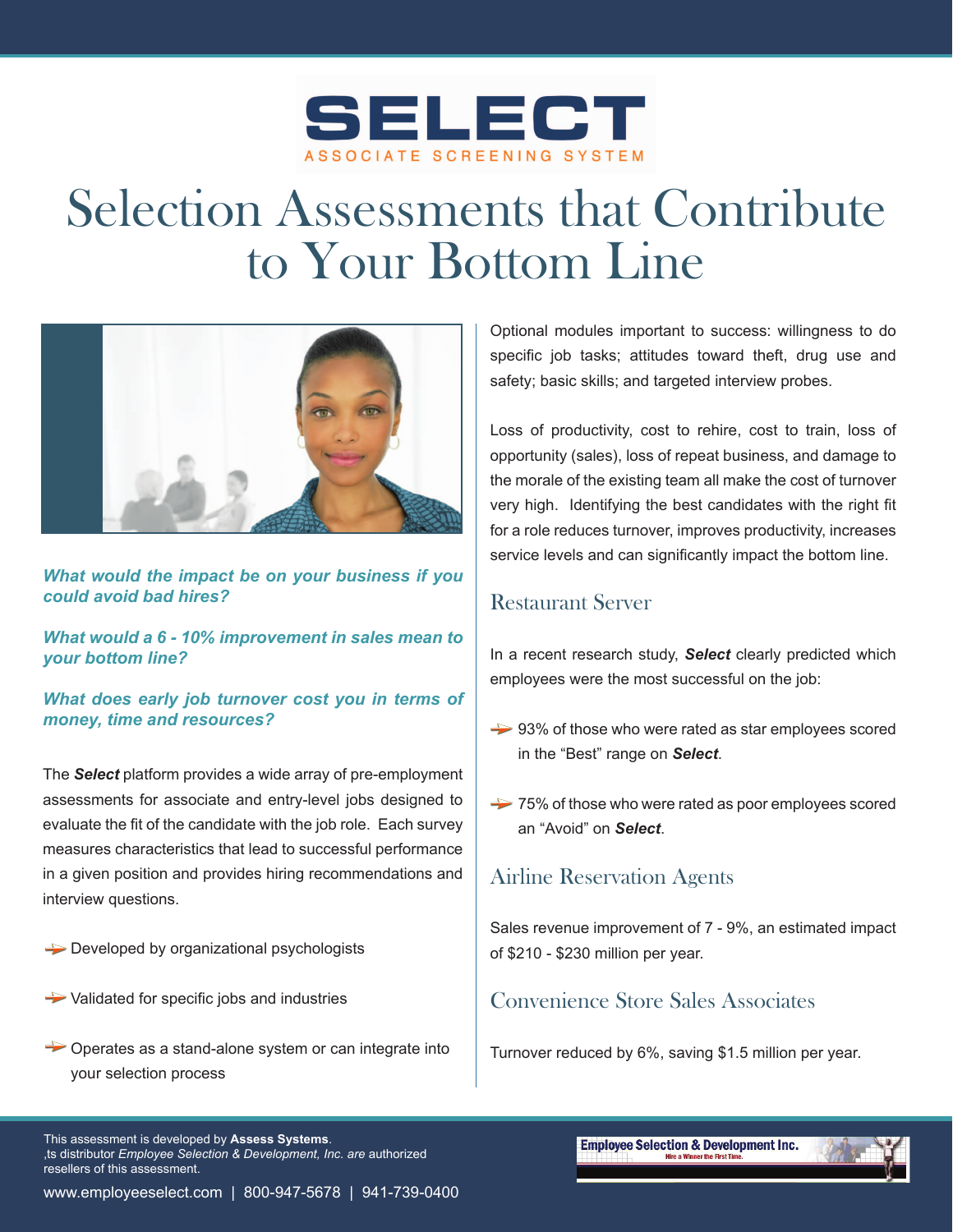# SELECT

ASSOCIATE SCREENING SYSTEM

# Selection Assessments that Contribute to Your Bottom Line

***What would the impact be on your business if you could avoid bad hires?***

***What would a 6 - 10% improvement in sales mean to your bottom line?***

***What does early job turnover cost you in terms of money, time and resources?***

The ***Select*** platform provides a wide array of pre-employment assessments for associate and entry-level jobs designed to evaluate the fit of the candidate with the job role. Each survey measures characteristics that lead to successful performance in a given position and provides hiring recommendations and interview questions.

- Developed by organizational psychologists
- Validated for specific jobs and industries
- Operates as a stand-alone system or can integrate into your selection process

Optional modules important to success: willingness to do specific job tasks; attitudes toward theft, drug use and safety; basic skills; and targeted interview probes.

Loss of productivity, cost to rehire, cost to train, loss of opportunity (sales), loss of repeat business, and damage to the morale of the existing team all make the cost of turnover very high. Identifying the best candidates with the right fit for a role reduces turnover, improves productivity, increases service levels and can significantly impact the bottom line.

## Restaurant Server

In a recent research study, ***Select*** clearly predicted which employees were the most successful on the job:

- 93% of those who were rated as star employees scored in the “Best” range on ***Select***.
- 75% of those who were rated as poor employees scored an “Avoid” on ***Select***.

## Airline Reservation Agents

Sales revenue improvement of 7 - 9%, an estimated impact of $210 - $230 million per year.

## Convenience Store Sales Associates

Turnover reduced by 6%, saving $1.5 million per year.

This assessment is developed by **Assess Systems**.
,ts distributor *Employee Selection & Development, Inc. are* authorized resellers of this assessment.

www.employeeselect.com | 800-947-5678 | 941-739-0400

Employee Selection & Development Inc.
Hire a Winner the First Time.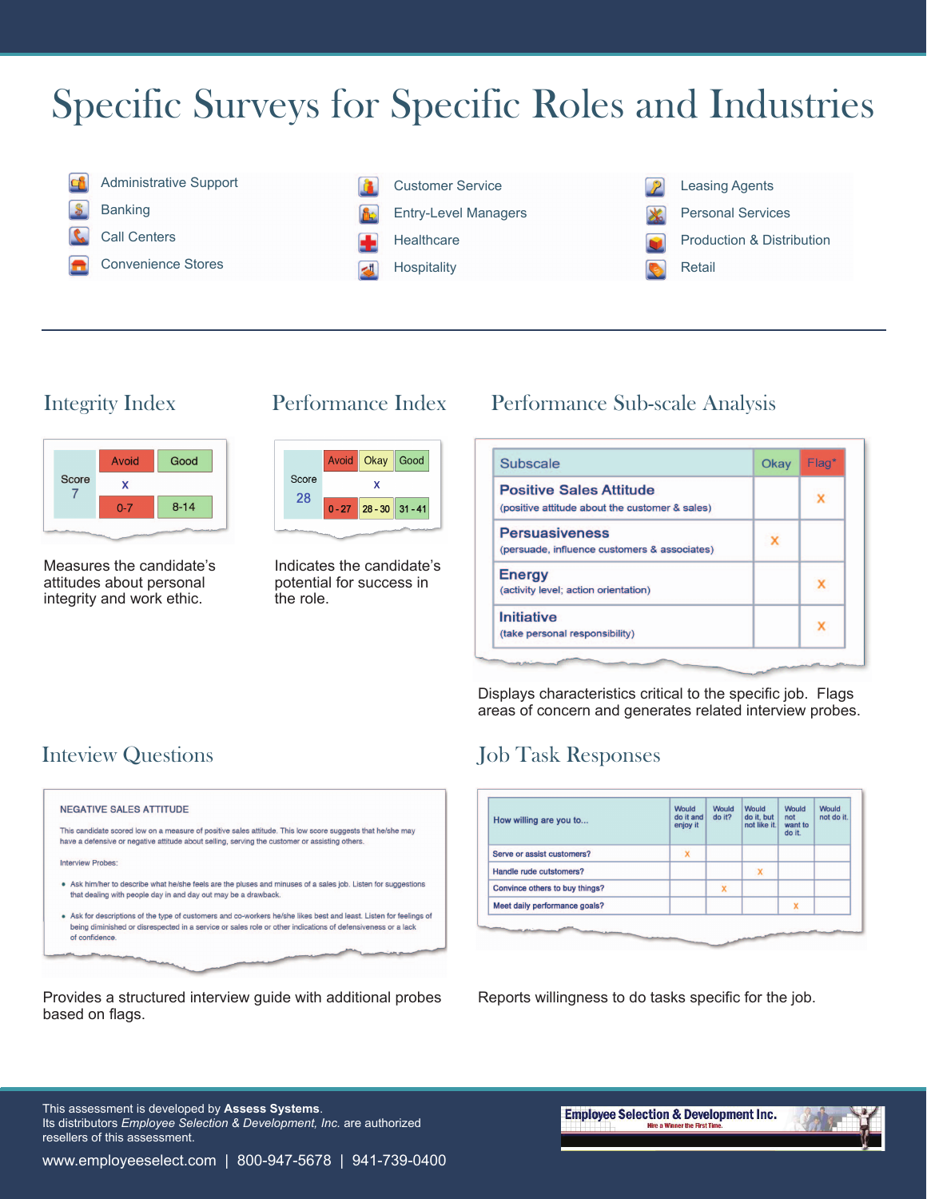# Specific Surveys for Specific Roles and Industries

- Administrative Support
- Banking
- Call Centers
- Convenience Stores
- Customer Service
- Entry-Level Managers
- Healthcare
- Hospitality
- Leasing Agents
- Personal Services
- Production & Distribution
- Retail

## Integrity Index

| Score | Avoid | Good |
|---|---|---|
| 7 | x | |
| | 0-7 | 8-14 |

Measures the candidate's attitudes about personal integrity and work ethic.

## Performance Index

| Score | Avoid | Okay | Good |
|---|---|---|---|
| 28 | | x | |
| | 0 - 27 | 28 - 30 | 31 - 41 |

Indicates the candidate's potential for success in the role.

## Performance Sub-scale Analysis

| Subscale | Okay | Flag* |
|---|---|---|
| **Positive Sales Attitude** (positive attitude about the customer & sales) | | x |
| **Persuasiveness** (persuade, influence customers & associates) | x | |
| **Energy** (activity level; action orientation) | | x |
| **Initiative** (take personal responsibility) | | x |

Displays characteristics critical to the specific job. Flags areas of concern and generates related interview probes.

## Inteview Questions

NEGATIVE SALES ATTITUDE

This candidate scored low on a measure of positive sales attitude. This low score suggests that he/she may have a defensive or negative attitude about selling, serving the customer or assisting others.

Interview Probes:

- Ask him/her to describe what he/she feels are the pluses and minuses of a sales job. Listen for suggestions that dealing with people day in and day out may be a drawback.
- Ask for descriptions of the type of customers and co-workers he/she likes best and least. Listen for feelings of being diminished or disrespected in a service or sales role or other indications of defensiveness or a lack of confidence.

Provides a structured interview guide with additional probes based on flags.

## Job Task Responses

| How willing are you to... | Would do it and enjoy it | Would do it? | Would do it, but not like it. | Would not want to do it. | Would not do it. |
|---|---|---|---|---|---|
| Serve or assist customers? | x | | | | |
| Handle rude cutstomers? | | | x | | |
| Convince others to buy things? | | x | | | |
| Meet daily performance goals? | | | | x | |

Reports willingness to do tasks specific for the job.

This assessment is developed by **Assess Systems**.
Its distributors *Employee Selection & Development, Inc.* are authorized resellers of this assessment.

www.employeeselect.com | 800-947-5678 | 941-739-0400

Employee Selection & Development Inc.
Hire a Winner the First Time.